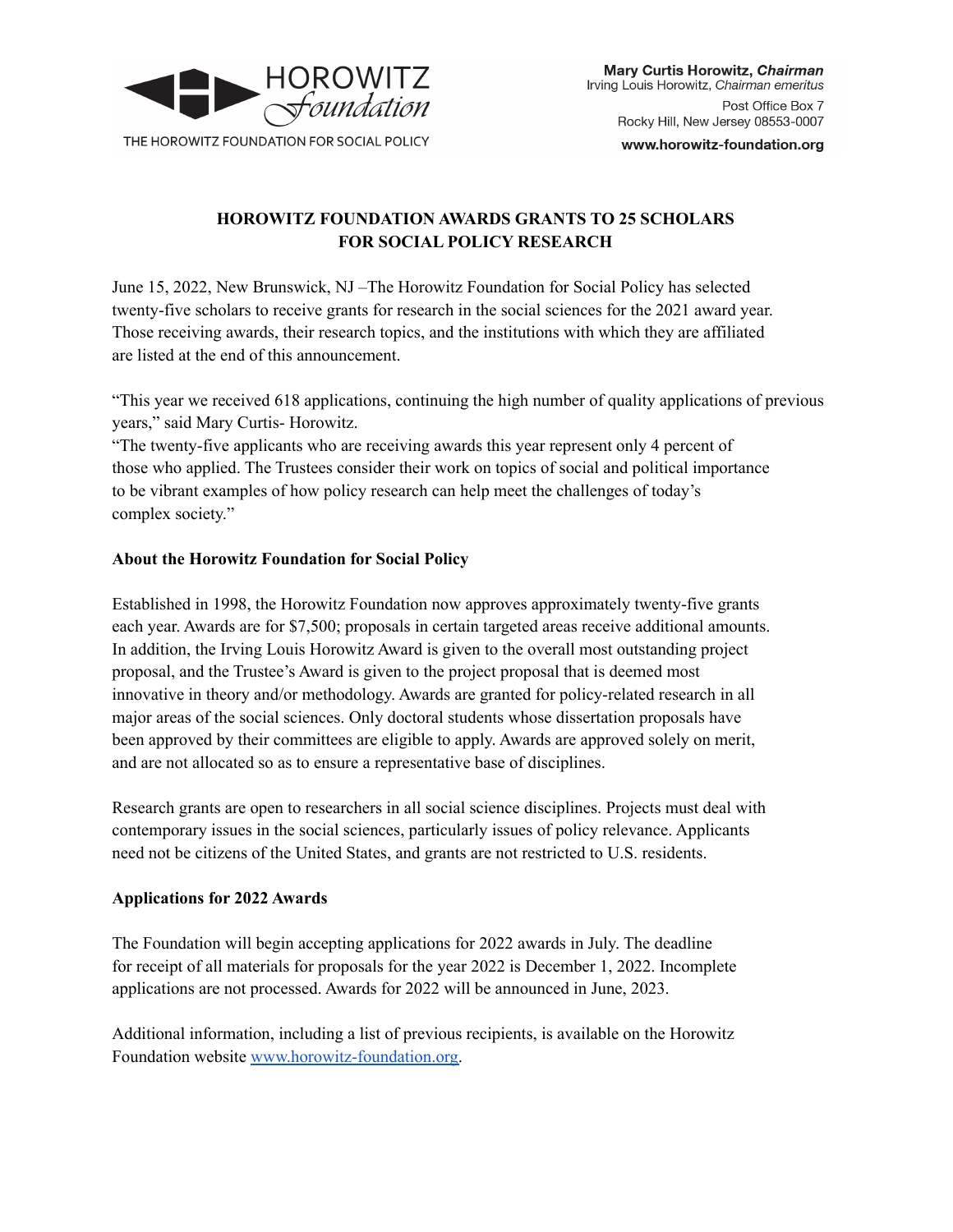HOROWITZ Foundation

THE HOROWITZ FOUNDATION FOR SOCIAL POLICY

**Mary Curtis Horowitz, *Chairman***
Irving Louis Horowitz, *Chairman emeritus*
Post Office Box 7
Rocky Hill, New Jersey 08553-0007
**www.horowitz-foundation.org**

# HOROWITZ FOUNDATION AWARDS GRANTS TO 25 SCHOLARS FOR SOCIAL POLICY RESEARCH

June 15, 2022, New Brunswick, NJ –The Horowitz Foundation for Social Policy has selected twenty-five scholars to receive grants for research in the social sciences for the 2021 award year. Those receiving awards, their research topics, and the institutions with which they are affiliated are listed at the end of this announcement.

"This year we received 618 applications, continuing the high number of quality applications of previous years," said Mary Curtis- Horowitz.
"The twenty-five applicants who are receiving awards this year represent only 4 percent of those who applied. The Trustees consider their work on topics of social and political importance to be vibrant examples of how policy research can help meet the challenges of today's complex society."

## About the Horowitz Foundation for Social Policy

Established in 1998, the Horowitz Foundation now approves approximately twenty-five grants each year. Awards are for $7,500; proposals in certain targeted areas receive additional amounts. In addition, the Irving Louis Horowitz Award is given to the overall most outstanding project proposal, and the Trustee's Award is given to the project proposal that is deemed most innovative in theory and/or methodology. Awards are granted for policy-related research in all major areas of the social sciences. Only doctoral students whose dissertation proposals have been approved by their committees are eligible to apply. Awards are approved solely on merit, and are not allocated so as to ensure a representative base of disciplines.

Research grants are open to researchers in all social science disciplines. Projects must deal with contemporary issues in the social sciences, particularly issues of policy relevance. Applicants need not be citizens of the United States, and grants are not restricted to U.S. residents.

## Applications for 2022 Awards

The Foundation will begin accepting applications for 2022 awards in July. The deadline for receipt of all materials for proposals for the year 2022 is December 1, 2022. Incomplete applications are not processed. Awards for 2022 will be announced in June, 2023.

Additional information, including a list of previous recipients, is available on the Horowitz Foundation website [www.horowitz-foundation.org](http://www.horowitz-foundation.org).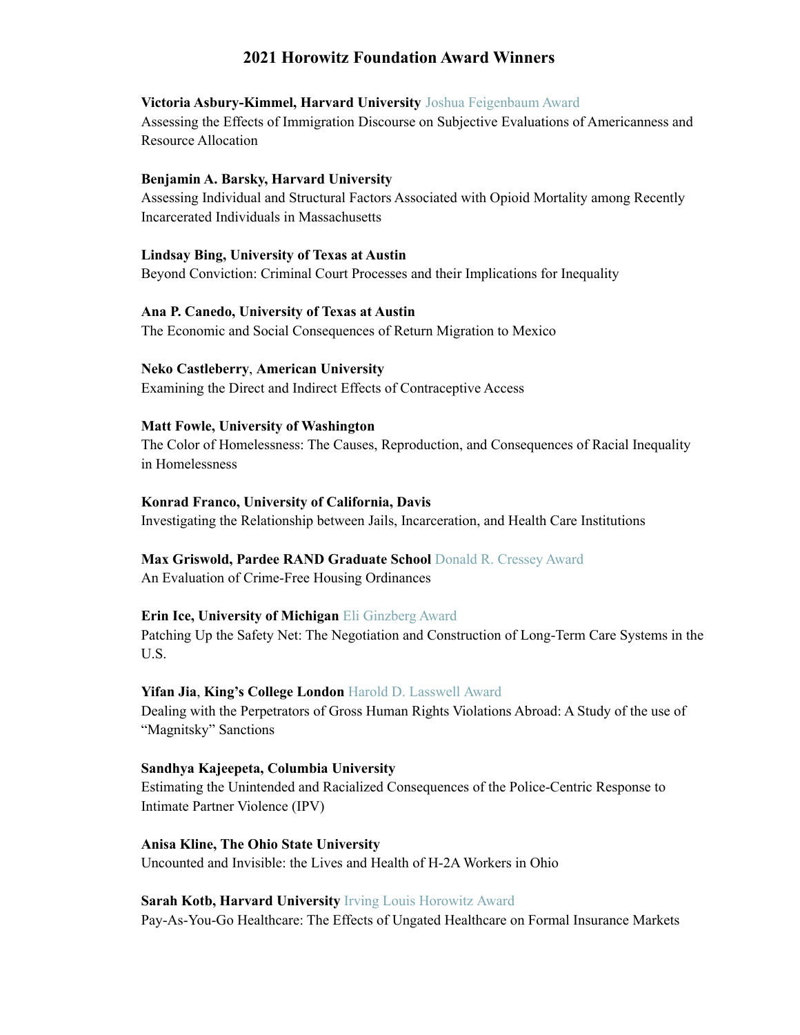## 2021 Horowitz Foundation Award Winners

**Victoria Asbury-Kimmel, Harvard University** Joshua Feigenbaum Award
Assessing the Effects of Immigration Discourse on Subjective Evaluations of Americanness and Resource Allocation

**Benjamin A. Barsky, Harvard University**
Assessing Individual and Structural Factors Associated with Opioid Mortality among Recently Incarcerated Individuals in Massachusetts

**Lindsay Bing, University of Texas at Austin**
Beyond Conviction: Criminal Court Processes and their Implications for Inequality

**Ana P. Canedo, University of Texas at Austin**
The Economic and Social Consequences of Return Migration to Mexico

**Neko Castleberry**, **American University**
Examining the Direct and Indirect Effects of Contraceptive Access

**Matt Fowle, University of Washington**
The Color of Homelessness: The Causes, Reproduction, and Consequences of Racial Inequality in Homelessness

**Konrad Franco, University of California, Davis**
Investigating the Relationship between Jails, Incarceration, and Health Care Institutions

**Max Griswold, Pardee RAND Graduate School** Donald R. Cressey Award
An Evaluation of Crime-Free Housing Ordinances

**Erin Ice, University of Michigan** Eli Ginzberg Award
Patching Up the Safety Net: The Negotiation and Construction of Long-Term Care Systems in the U.S.

**Yifan Jia**, **King's College London** Harold D. Lasswell Award
Dealing with the Perpetrators of Gross Human Rights Violations Abroad: A Study of the use of "Magnitsky" Sanctions

**Sandhya Kajeepeta, Columbia University**
Estimating the Unintended and Racialized Consequences of the Police-Centric Response to Intimate Partner Violence (IPV)

**Anisa Kline, The Ohio State University**
Uncounted and Invisible: the Lives and Health of H-2A Workers in Ohio

**Sarah Kotb, Harvard University** Irving Louis Horowitz Award
Pay-As-You-Go Healthcare: The Effects of Ungated Healthcare on Formal Insurance Markets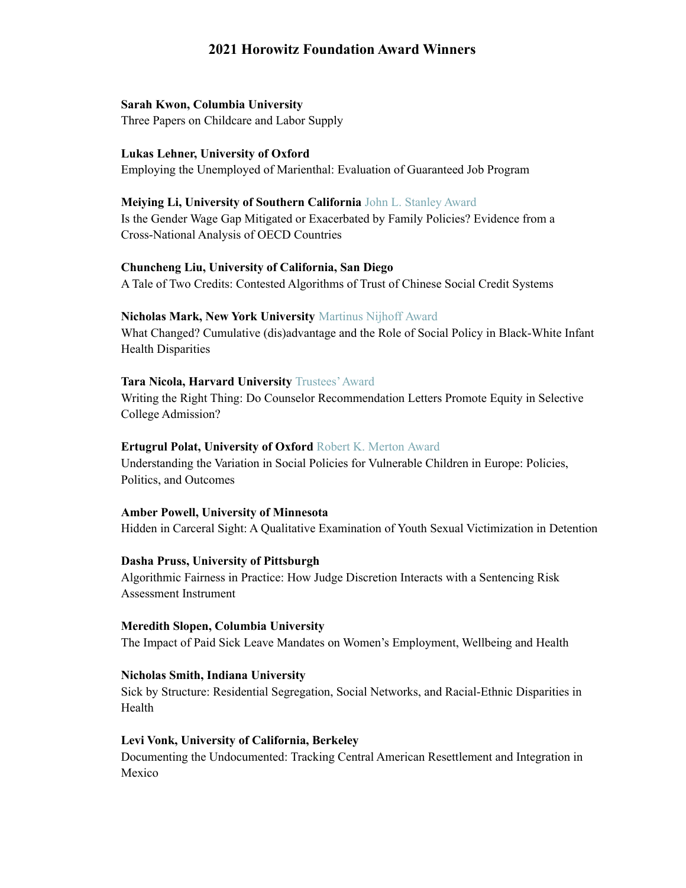# 2021 Horowitz Foundation Award Winners

**Sarah Kwon, Columbia University**
Three Papers on Childcare and Labor Supply

**Lukas Lehner, University of Oxford**
Employing the Unemployed of Marienthal: Evaluation of Guaranteed Job Program

**Meiying Li, University of Southern California** John L. Stanley Award
Is the Gender Wage Gap Mitigated or Exacerbated by Family Policies? Evidence from a Cross-National Analysis of OECD Countries

**Chuncheng Liu, University of California, San Diego**
A Tale of Two Credits: Contested Algorithms of Trust of Chinese Social Credit Systems

**Nicholas Mark, New York University** Martinus Nijhoff Award
What Changed? Cumulative (dis)advantage and the Role of Social Policy in Black-White Infant Health Disparities

**Tara Nicola, Harvard University** Trustees' Award
Writing the Right Thing: Do Counselor Recommendation Letters Promote Equity in Selective College Admission?

**Ertugrul Polat, University of Oxford** Robert K. Merton Award
Understanding the Variation in Social Policies for Vulnerable Children in Europe: Policies, Politics, and Outcomes

**Amber Powell, University of Minnesota**
Hidden in Carceral Sight: A Qualitative Examination of Youth Sexual Victimization in Detention

**Dasha Pruss, University of Pittsburgh**
Algorithmic Fairness in Practice: How Judge Discretion Interacts with a Sentencing Risk Assessment Instrument

**Meredith Slopen, Columbia University**
The Impact of Paid Sick Leave Mandates on Women's Employment, Wellbeing and Health

**Nicholas Smith, Indiana University**
Sick by Structure: Residential Segregation, Social Networks, and Racial-Ethnic Disparities in Health

**Levi Vonk, University of California, Berkeley**
Documenting the Undocumented: Tracking Central American Resettlement and Integration in Mexico